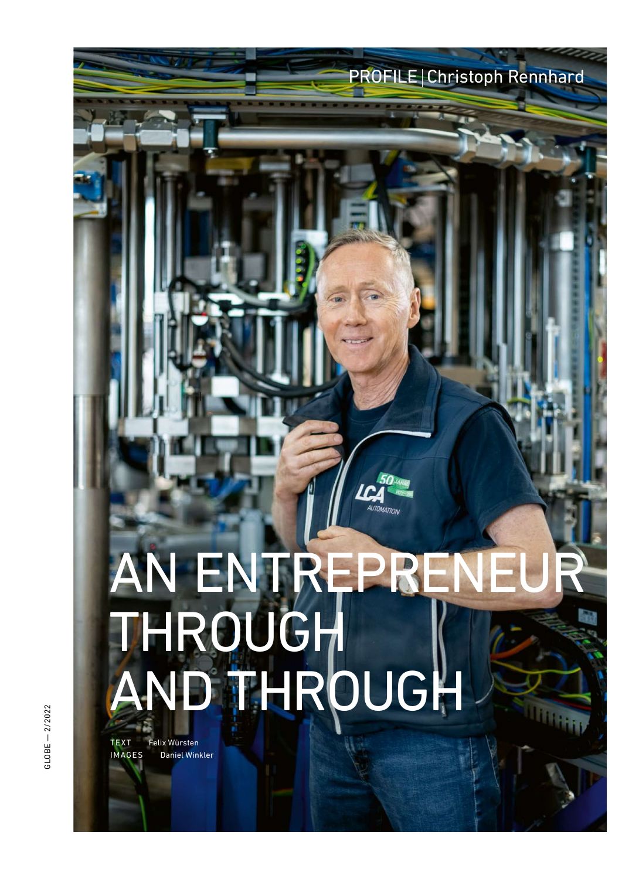PROFILE | Christoph Rennhard

# AN ENTREPRENEUR THROUGH AND THROUGH

TEXT Felix Würsten
IMAGES Daniel Winkler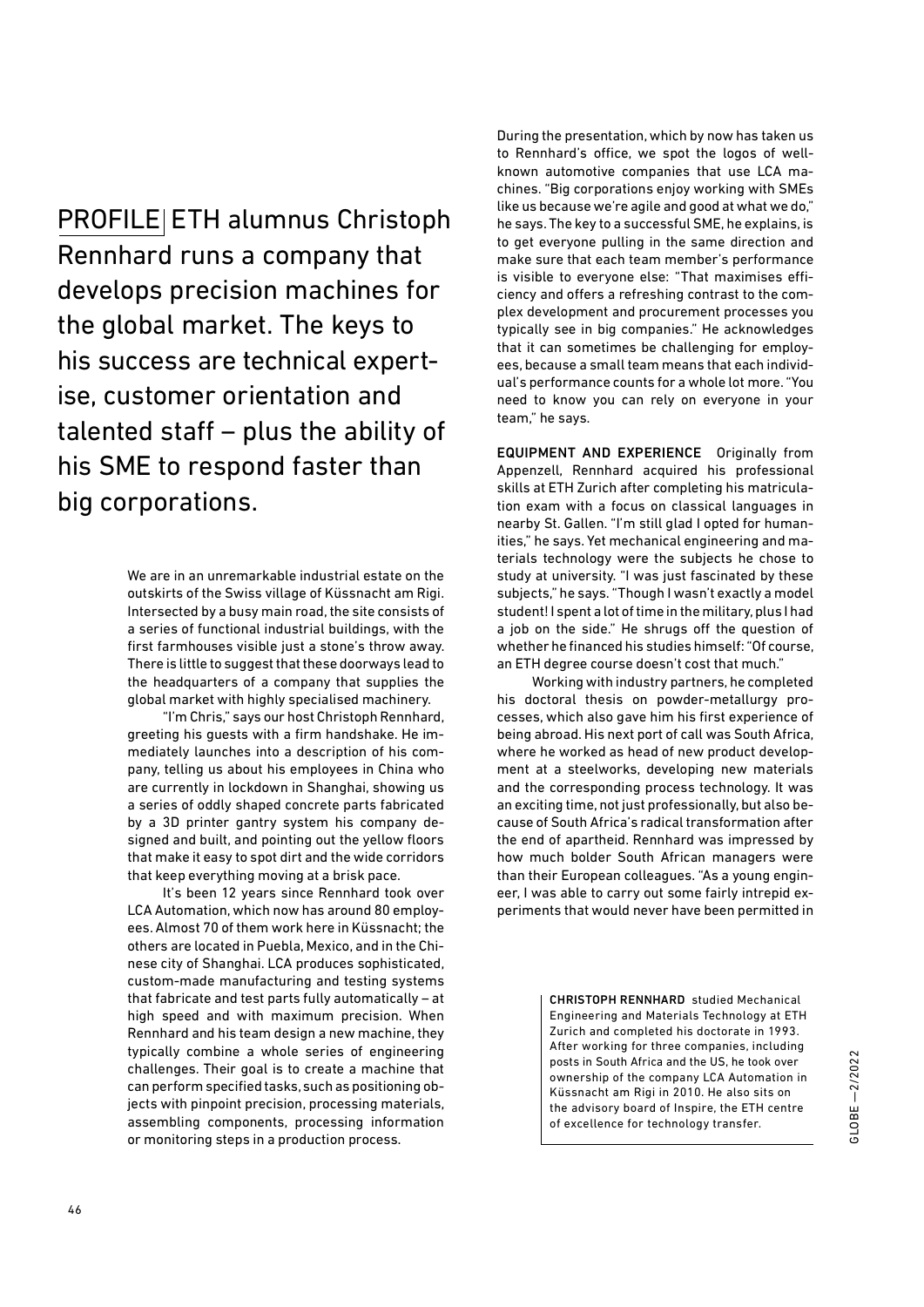PROFILE | ETH alumnus Christoph Rennhard runs a company that develops precision machines for the global market. The keys to his success are technical expertise, customer orientation and talented staff – plus the ability of his SME to respond faster than big corporations.

We are in an unremarkable industrial estate on the outskirts of the Swiss village of Küssnacht am Rigi. Intersected by a busy main road, the site consists of a series of functional industrial buildings, with the first farmhouses visible just a stone's throw away. There is little to suggest that these doorways lead to the headquarters of a company that supplies the global market with highly specialised machinery.

"I'm Chris," says our host Christoph Rennhard, greeting his guests with a firm handshake. He immediately launches into a description of his company, telling us about his employees in China who are currently in lockdown in Shanghai, showing us a series of oddly shaped concrete parts fabricated by a 3D printer gantry system his company designed and built, and pointing out the yellow floors that make it easy to spot dirt and the wide corridors that keep everything moving at a brisk pace.

It's been 12 years since Rennhard took over LCA Automation, which now has around 80 employees. Almost 70 of them work here in Küssnacht; the others are located in Puebla, Mexico, and in the Chinese city of Shanghai. LCA produces sophisticated, custom-made manufacturing and testing systems that fabricate and test parts fully automatically – at high speed and with maximum precision. When Rennhard and his team design a new machine, they typically combine a whole series of engineering challenges. Their goal is to create a machine that can perform specified tasks, such as positioning objects with pinpoint precision, processing materials, assembling components, processing information or monitoring steps in a production process.

During the presentation, which by now has taken us to Rennhard's office, we spot the logos of well-known automotive companies that use LCA machines. "Big corporations enjoy working with SMEs like us because we're agile and good at what we do," he says. The key to a successful SME, he explains, is to get everyone pulling in the same direction and make sure that each team member's performance is visible to everyone else: "That maximises efficiency and offers a refreshing contrast to the complex development and procurement processes you typically see in big companies." He acknowledges that it can sometimes be challenging for employees, because a small team means that each individual's performance counts for a whole lot more. "You need to know you can rely on everyone in your team," he says.

**EQUIPMENT AND EXPERIENCE** Originally from Appenzell, Rennhard acquired his professional skills at ETH Zurich after completing his matriculation exam with a focus on classical languages in nearby St. Gallen. "I'm still glad I opted for humanities," he says. Yet mechanical engineering and materials technology were the subjects he chose to study at university. "I was just fascinated by these subjects," he says. "Though I wasn't exactly a model student! I spent a lot of time in the military, plus I had a job on the side." He shrugs off the question of whether he financed his studies himself: "Of course, an ETH degree course doesn't cost that much."

Working with industry partners, he completed his doctoral thesis on powder-metallurgy processes, which also gave him his first experience of being abroad. His next port of call was South Africa, where he worked as head of new product development at a steelworks, developing new materials and the corresponding process technology. It was an exciting time, not just professionally, but also because of South Africa's radical transformation after the end of apartheid. Rennhard was impressed by how much bolder South African managers were than their European colleagues. "As a young engineer, I was able to carry out some fairly intrepid experiments that would never have been permitted in

**CHRISTOPH RENNHARD** studied Mechanical Engineering and Materials Technology at ETH Zurich and completed his doctorate in 1993. After working for three companies, including posts in South Africa and the US, he took over ownership of the company LCA Automation in Küssnacht am Rigi in 2010. He also sits on the advisory board of Inspire, the ETH centre of excellence for technology transfer.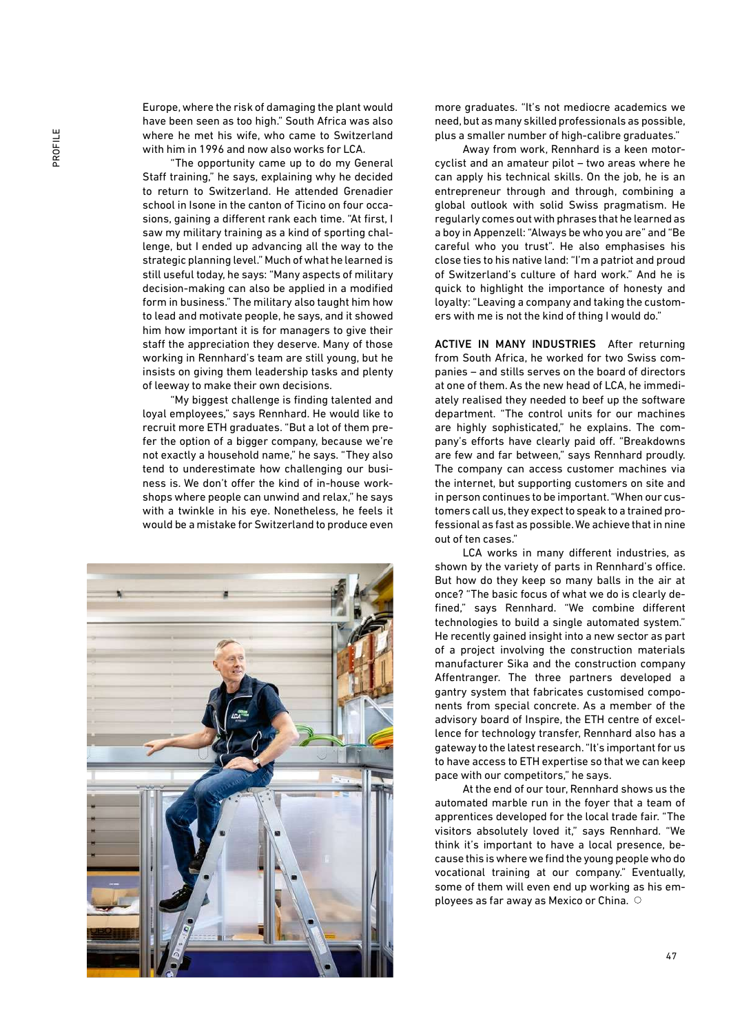Europe, where the risk of damaging the plant would have been seen as too high." South Africa was also where he met his wife, who came to Switzerland with him in 1996 and now also works for LCA.

"The opportunity came up to do my General Staff training," he says, explaining why he decided to return to Switzerland. He attended Grenadier school in Isone in the canton of Ticino on four occasions, gaining a different rank each time. "At first, I saw my military training as a kind of sporting challenge, but I ended up advancing all the way to the strategic planning level." Much of what he learned is still useful today, he says: "Many aspects of military decision-making can also be applied in a modified form in business." The military also taught him how to lead and motivate people, he says, and it showed him how important it is for managers to give their staff the appreciation they deserve. Many of those working in Rennhard's team are still young, but he insists on giving them leadership tasks and plenty of leeway to make their own decisions.

"My biggest challenge is finding talented and loyal employees," says Rennhard. He would like to recruit more ETH graduates. "But a lot of them prefer the option of a bigger company, because we're not exactly a household name," he says. "They also tend to underestimate how challenging our business is. We don't offer the kind of in-house workshops where people can unwind and relax," he says with a twinkle in his eye. Nonetheless, he feels it would be a mistake for Switzerland to produce even more graduates. "It's not mediocre academics we need, but as many skilled professionals as possible, plus a smaller number of high-calibre graduates."

Away from work, Rennhard is a keen motorcyclist and an amateur pilot – two areas where he can apply his technical skills. On the job, he is an entrepreneur through and through, combining a global outlook with solid Swiss pragmatism. He regularly comes out with phrases that he learned as a boy in Appenzell: "Always be who you are" and "Be careful who you trust". He also emphasises his close ties to his native land: "I'm a patriot and proud of Switzerland's culture of hard work." And he is quick to highlight the importance of honesty and loyalty: "Leaving a company and taking the customers with me is not the kind of thing I would do."

**ACTIVE IN MANY INDUSTRIES** After returning from South Africa, he worked for two Swiss companies – and stills serves on the board of directors at one of them. As the new head of LCA, he immediately realised they needed to beef up the software department. "The control units for our machines are highly sophisticated," he explains. The company's efforts have clearly paid off. "Breakdowns are few and far between," says Rennhard proudly. The company can access customer machines via the internet, but supporting customers on site and in person continues to be important. "When our customers call us, they expect to speak to a trained professional as fast as possible. We achieve that in nine out of ten cases."

LCA works in many different industries, as shown by the variety of parts in Rennhard's office. But how do they keep so many balls in the air at once? "The basic focus of what we do is clearly defined," says Rennhard. "We combine different technologies to build a single automated system." He recently gained insight into a new sector as part of a project involving the construction materials manufacturer Sika and the construction company Affentranger. The three partners developed a gantry system that fabricates customised components from special concrete. As a member of the advisory board of Inspire, the ETH centre of excellence for technology transfer, Rennhard also has a gateway to the latest research. "It's important for us to have access to ETH expertise so that we can keep pace with our competitors," he says.

At the end of our tour, Rennhard shows us the automated marble run in the foyer that a team of apprentices developed for the local trade fair. "The visitors absolutely loved it," says Rennhard. "We think it's important to have a local presence, because this is where we find the young people who do vocational training at our company." Eventually, some of them will even end up working as his employees as far away as Mexico or China. ○